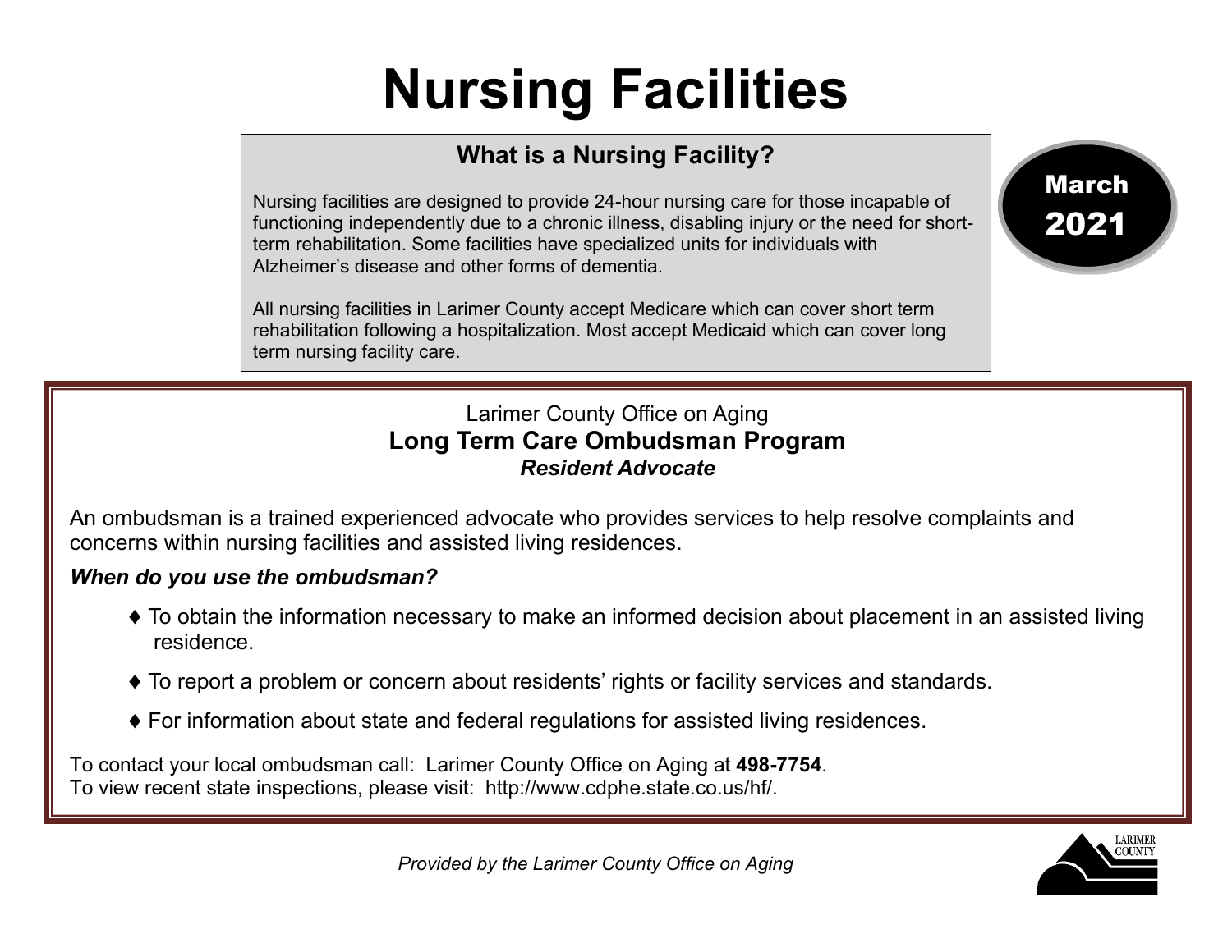# Nursing Facilities

March 2021

## What is a Nursing Facility?

Nursing facilities are designed to provide 24-hour nursing care for those incapable of functioning independently due to a chronic illness, disabling injury or the need for short-term rehabilitation. Some facilities have specialized units for individuals with Alzheimer's disease and other forms of dementia.

All nursing facilities in Larimer County accept Medicare which can cover short term rehabilitation following a hospitalization. Most accept Medicaid which can cover long term nursing facility care.

Larimer County Office on Aging

## Long Term Care Ombudsman Program

***Resident Advocate***

An ombudsman is a trained experienced advocate who provides services to help resolve complaints and concerns within nursing facilities and assisted living residences.

***When do you use the ombudsman?***

- To obtain the information necessary to make an informed decision about placement in an assisted living residence.
- To report a problem or concern about residents' rights or facility services and standards.
- For information about state and federal regulations for assisted living residences.

To contact your local ombudsman call: Larimer County Office on Aging at **498-7754**.
To view recent state inspections, please visit: http://www.cdphe.state.co.us/hf/.

*Provided by the Larimer County Office on Aging*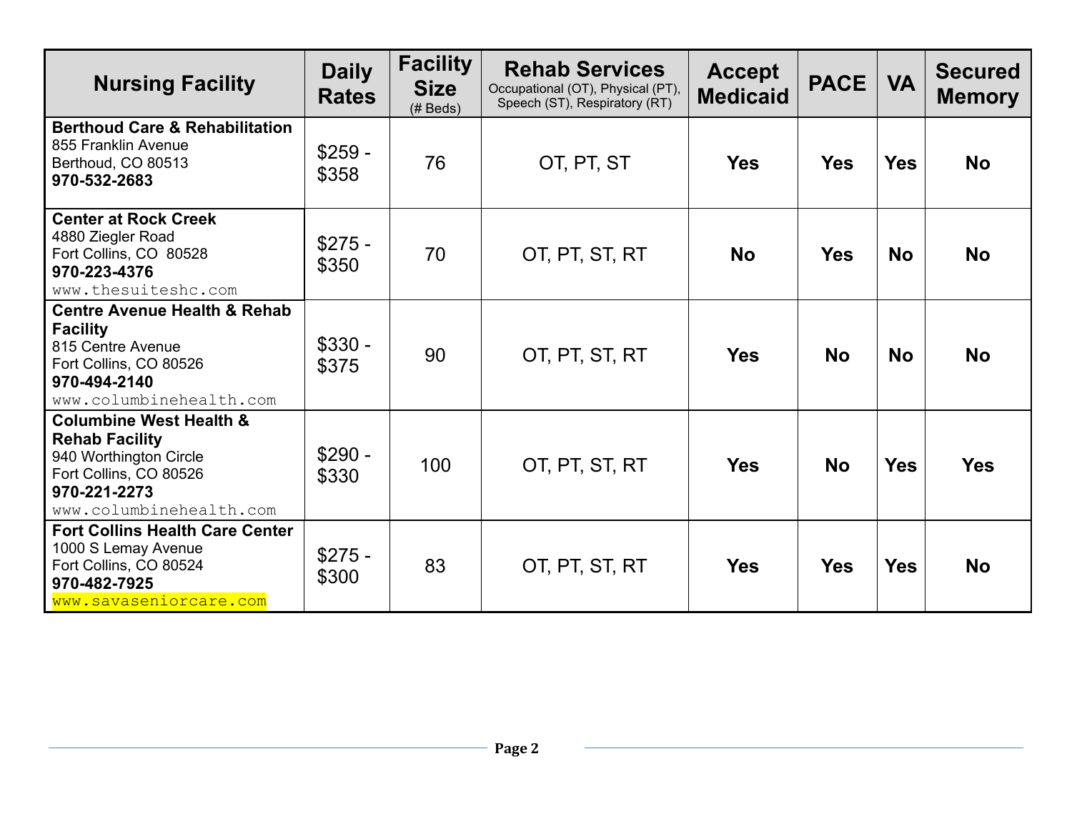| Nursing Facility | Daily Rates | Facility Size (# Beds) | Rehab Services Occupational (OT), Physical (PT), Speech (ST), Respiratory (RT) | Accept Medicaid | PACE | VA | Secured Memory |
|---|---|---|---|---|---|---|---|
| **Berthoud Care & Rehabilitation**<br>855 Franklin Avenue<br>Berthoud, CO 80513<br>**970-532-2683** | \$259 - \$358 | 76 | OT, PT, ST | **Yes** | **Yes** | **Yes** | **No** |
| **Center at Rock Creek**<br>4880 Ziegler Road<br>Fort Collins, CO 80528<br>**970-223-4376**<br>www.thesuiteshc.com | \$275 - \$350 | 70 | OT, PT, ST, RT | **No** | **Yes** | **No** | **No** |
| **Centre Avenue Health & Rehab Facility**<br>815 Centre Avenue<br>Fort Collins, CO 80526<br>**970-494-2140**<br>www.columbinehealth.com | \$330 - \$375 | 90 | OT, PT, ST, RT | **Yes** | **No** | **No** | **No** |
| **Columbine West Health & Rehab Facility**<br>940 Worthington Circle<br>Fort Collins, CO 80526<br>**970-221-2273**<br>www.columbinehealth.com | \$290 - \$330 | 100 | OT, PT, ST, RT | **Yes** | **No** | **Yes** | **Yes** |
| **Fort Collins Health Care Center**<br>1000 S Lemay Avenue<br>Fort Collins, CO 80524<br>**970-482-7925**<br>www.savaseniorcare.com | \$275 - \$300 | 83 | OT, PT, ST, RT | **Yes** | **Yes** | **Yes** | **No** |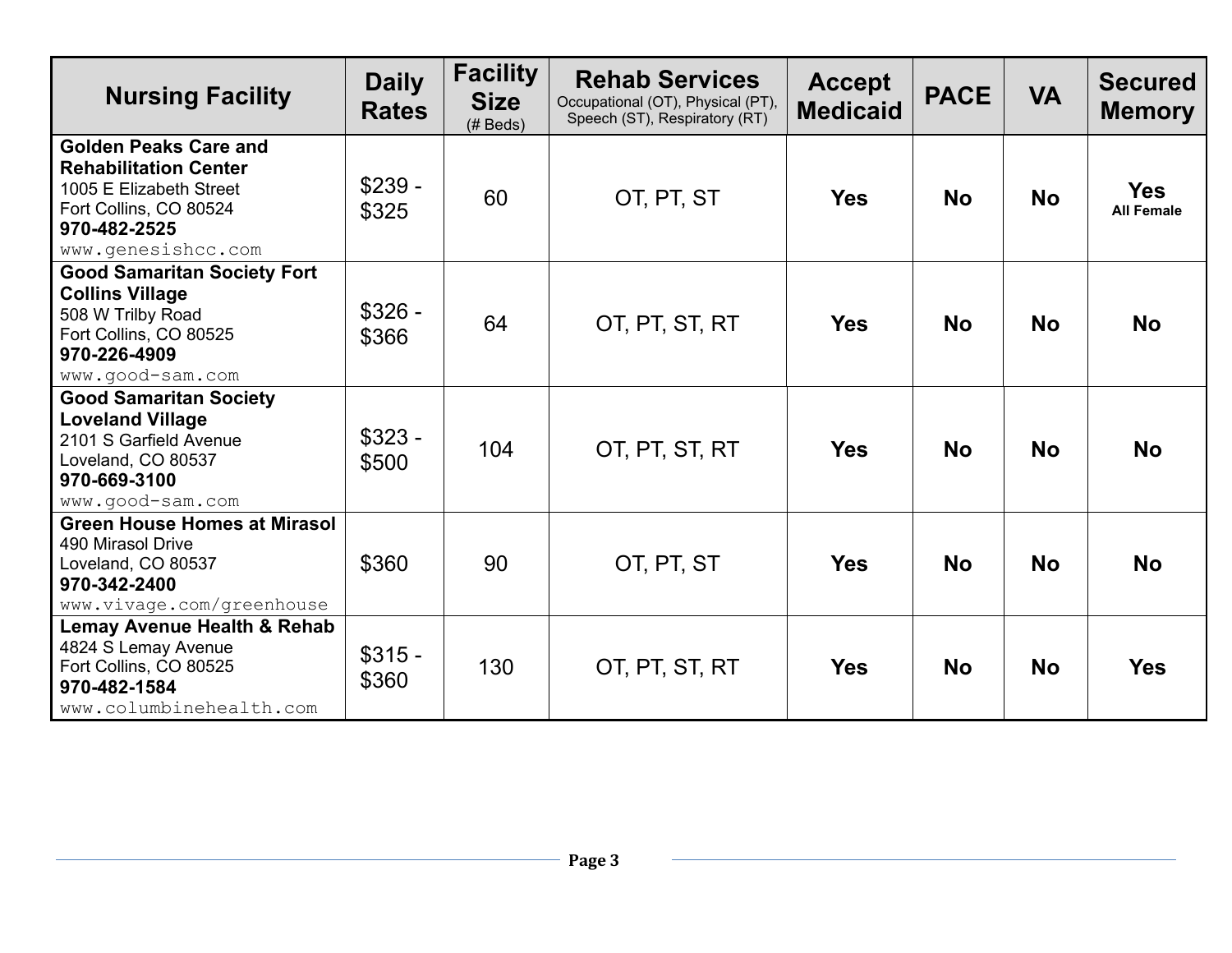| Nursing Facility | Daily Rates | Facility Size (# Beds) | Rehab Services Occupational (OT), Physical (PT), Speech (ST), Respiratory (RT) | Accept Medicaid | PACE | VA | Secured Memory |
|---|---|---|---|---|---|---|---|
| **Golden Peaks Care and Rehabilitation Center** 1005 E Elizabeth Street Fort Collins, CO 80524 **970-482-2525** www.genesishcc.com | \$239 - \$325 | 60 | OT, PT, ST | **Yes** | **No** | **No** | **Yes** **All Female** |
| **Good Samaritan Society Fort Collins Village** 508 W Trilby Road Fort Collins, CO 80525 **970-226-4909** www.good-sam.com | \$326 - \$366 | 64 | OT, PT, ST, RT | **Yes** | **No** | **No** | **No** |
| **Good Samaritan Society Loveland Village** 2101 S Garfield Avenue Loveland, CO 80537 **970-669-3100** www.good-sam.com | \$323 - \$500 | 104 | OT, PT, ST, RT | **Yes** | **No** | **No** | **No** |
| **Green House Homes at Mirasol** 490 Mirasol Drive Loveland, CO 80537 **970-342-2400** www.vivage.com/greenhouse | \$360 | 90 | OT, PT, ST | **Yes** | **No** | **No** | **No** |
| **Lemay Avenue Health & Rehab** 4824 S Lemay Avenue Fort Collins, CO 80525 **970-482-1584** www.columbinehealth.com | \$315 - \$360 | 130 | OT, PT, ST, RT | **Yes** | **No** | **No** | **Yes** |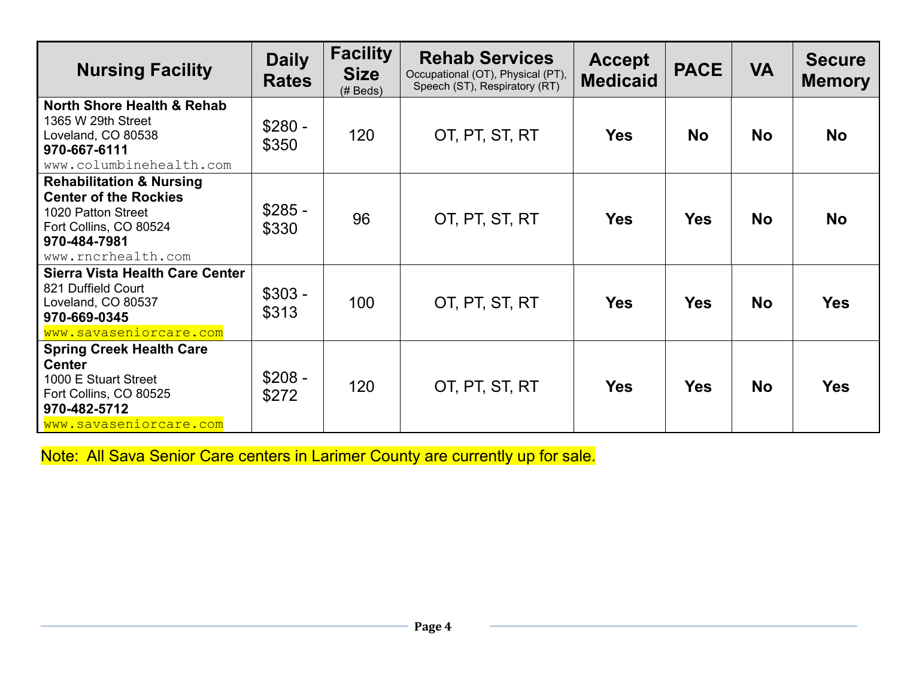| Nursing Facility | Daily Rates | Facility Size (# Beds) | Rehab Services Occupational (OT), Physical (PT), Speech (ST), Respiratory (RT) | Accept Medicaid | PACE | VA | Secure Memory |
|---|---|---|---|---|---|---|---|
| **North Shore Health & Rehab** 1365 W 29th Street Loveland, CO 80538 **970-667-6111** www.columbinehealth.com | $280 - $350 | 120 | OT, PT, ST, RT | **Yes** | **No** | **No** | **No** |
| **Rehabilitation & Nursing Center of the Rockies** 1020 Patton Street Fort Collins, CO 80524 **970-484-7981** www.rncrhealth.com | $285 - $330 | 96 | OT, PT, ST, RT | **Yes** | **Yes** | **No** | **No** |
| **Sierra Vista Health Care Center** 821 Duffield Court Loveland, CO 80537 **970-669-0345** www.savaseniorcare.com | $303 - $313 | 100 | OT, PT, ST, RT | **Yes** | **Yes** | **No** | **Yes** |
| **Spring Creek Health Care Center** 1000 E Stuart Street Fort Collins, CO 80525 **970-482-5712** www.savaseniorcare.com | $208 - $272 | 120 | OT, PT, ST, RT | **Yes** | **Yes** | **No** | **Yes** |

Note: All Sava Senior Care centers in Larimer County are currently up for sale.